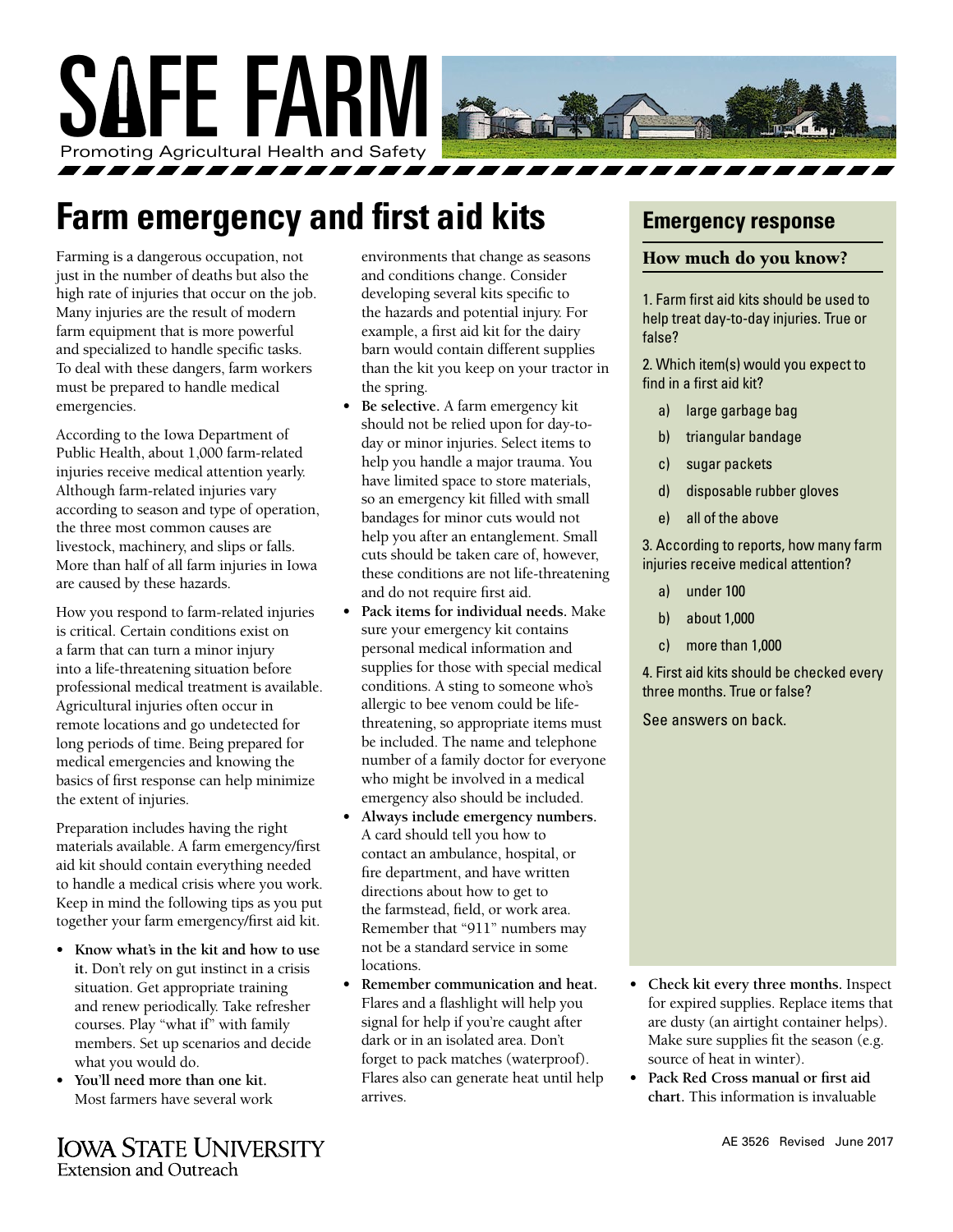# SAFE FARM

Promoting Agricultural Health and Safety

## Farm emergency and first aid kits

Farming is a dangerous occupation, not just in the number of deaths but also the high rate of injuries that occur on the job. Many injuries are the result of modern farm equipment that is more powerful and specialized to handle specific tasks. To deal with these dangers, farm workers must be prepared to handle medical emergencies.

According to the Iowa Department of Public Health, about 1,000 farm-related injuries receive medical attention yearly. Although farm-related injuries vary according to season and type of operation, the three most common causes are livestock, machinery, and slips or falls. More than half of all farm injuries in Iowa are caused by these hazards.

How you respond to farm-related injuries is critical. Certain conditions exist on a farm that can turn a minor injury into a life-threatening situation before professional medical treatment is available. Agricultural injuries often occur in remote locations and go undetected for long periods of time. Being prepared for medical emergencies and knowing the basics of first response can help minimize the extent of injuries.

Preparation includes having the right materials available. A farm emergency/first aid kit should contain everything needed to handle a medical crisis where you work. Keep in mind the following tips as you put together your farm emergency/first aid kit.

- **Know what's in the kit and how to use it.** Don't rely on gut instinct in a crisis situation. Get appropriate training and renew periodically. Take refresher courses. Play "what if" with family members. Set up scenarios and decide what you would do.
- **You'll need more than one kit.** Most farmers have several work environments that change as seasons and conditions change. Consider developing several kits specific to the hazards and potential injury. For example, a first aid kit for the dairy barn would contain different supplies than the kit you keep on your tractor in the spring.
- **Be selective.** A farm emergency kit should not be relied upon for day-to-day or minor injuries. Select items to help you handle a major trauma. You have limited space to store materials, so an emergency kit filled with small bandages for minor cuts would not help you after an entanglement. Small cuts should be taken care of, however, these conditions are not life-threatening and do not require first aid.
- **Pack items for individual needs.** Make sure your emergency kit contains personal medical information and supplies for those with special medical conditions. A sting to someone who's allergic to bee venom could be life-threatening, so appropriate items must be included. The name and telephone number of a family doctor for everyone who might be involved in a medical emergency also should be included.
- **Always include emergency numbers.** A card should tell you how to contact an ambulance, hospital, or fire department, and have written directions about how to get to the farmstead, field, or work area. Remember that "911" numbers may not be a standard service in some locations.
- **Remember communication and heat.** Flares and a flashlight will help you signal for help if you're caught after dark or in an isolated area. Don't forget to pack matches (waterproof). Flares also can generate heat until help arrives.
- **Check kit every three months.** Inspect for expired supplies. Replace items that are dusty (an airtight container helps). Make sure supplies fit the season (e.g. source of heat in winter).
- **Pack Red Cross manual or first aid chart.** This information is invaluable

## Emergency response

### How much do you know?

1. Farm first aid kits should be used to help treat day-to-day injuries. True or false?

2. Which item(s) would you expect to find in a first aid kit?
   a) large garbage bag
   b) triangular bandage
   c) sugar packets
   d) disposable rubber gloves
   e) all of the above

3. According to reports, how many farm injuries receive medical attention?
   a) under 100
   b) about 1,000
   c) more than 1,000

4. First aid kits should be checked every three months. True or false?

See answers on back.

Iowa State University Extension and Outreach

AE 3526 Revised June 2017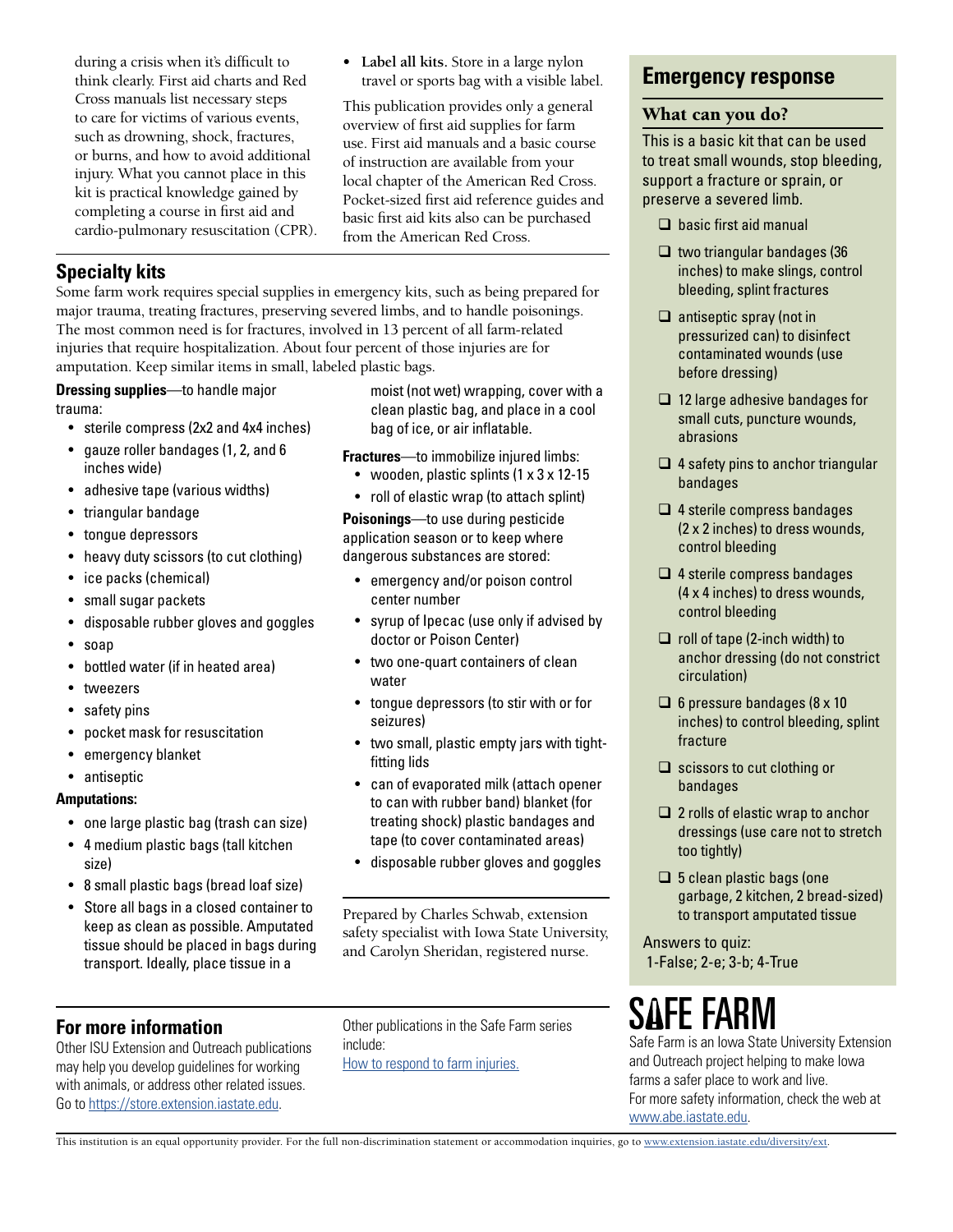during a crisis when it's difficult to think clearly. First aid charts and Red Cross manuals list necessary steps to care for victims of various events, such as drowning, shock, fractures, or burns, and how to avoid additional injury. What you cannot place in this kit is practical knowledge gained by completing a course in first aid and cardio-pulmonary resuscitation (CPR).

- **Label all kits.** Store in a large nylon travel or sports bag with a visible label.

This publication provides only a general overview of first aid supplies for farm use. First aid manuals and a basic course of instruction are available from your local chapter of the American Red Cross. Pocket-sized first aid reference guides and basic first aid kits also can be purchased from the American Red Cross.

## Specialty kits

Some farm work requires special supplies in emergency kits, such as being prepared for major trauma, treating fractures, preserving severed limbs, and to handle poisonings. The most common need is for fractures, involved in 13 percent of all farm-related injuries that require hospitalization. About four percent of those injuries are for amputation. Keep similar items in small, labeled plastic bags.

**Dressing supplies**—to handle major trauma:

- sterile compress (2x2 and 4x4 inches)
- gauze roller bandages (1, 2, and 6 inches wide)
- adhesive tape (various widths)
- triangular bandage
- tongue depressors
- heavy duty scissors (to cut clothing)
- ice packs (chemical)
- small sugar packets
- disposable rubber gloves and goggles
- soap
- bottled water (if in heated area)
- tweezers
- safety pins
- pocket mask for resuscitation
- emergency blanket
- antiseptic

**Amputations:**

- one large plastic bag (trash can size)
- 4 medium plastic bags (tall kitchen size)
- 8 small plastic bags (bread loaf size)
- Store all bags in a closed container to keep as clean as possible. Amputated tissue should be placed in bags during transport. Ideally, place tissue in a moist (not wet) wrapping, cover with a clean plastic bag, and place in a cool bag of ice, or air inflatable.

**Fractures**—to immobilize injured limbs:

- wooden, plastic splints (1 x 3 x 12-15
- roll of elastic wrap (to attach splint)

**Poisonings**—to use during pesticide application season or to keep where dangerous substances are stored:

- emergency and/or poison control center number
- syrup of Ipecac (use only if advised by doctor or Poison Center)
- two one-quart containers of clean water
- tongue depressors (to stir with or for seizures)
- two small, plastic empty jars with tight-fitting lids
- can of evaporated milk (attach opener to can with rubber band) blanket (for treating shock) plastic bandages and tape (to cover contaminated areas)
- disposable rubber gloves and goggles

Prepared by Charles Schwab, extension safety specialist with Iowa State University, and Carolyn Sheridan, registered nurse.

## Emergency response

### What can you do?

This is a basic kit that can be used to treat small wounds, stop bleeding, support a fracture or sprain, or preserve a severed limb.

- ❑ basic first aid manual
- ❑ two triangular bandages (36 inches) to make slings, control bleeding, splint fractures
- ❑ antiseptic spray (not in pressurized can) to disinfect contaminated wounds (use before dressing)
- ❑ 12 large adhesive bandages for small cuts, puncture wounds, abrasions
- ❑ 4 safety pins to anchor triangular bandages
- ❑ 4 sterile compress bandages (2 x 2 inches) to dress wounds, control bleeding
- ❑ 4 sterile compress bandages (4 x 4 inches) to dress wounds, control bleeding
- ❑ roll of tape (2-inch width) to anchor dressing (do not constrict circulation)
- ❑ 6 pressure bandages (8 x 10 inches) to control bleeding, splint fracture
- ❑ scissors to cut clothing or bandages
- ❑ 2 rolls of elastic wrap to anchor dressings (use care not to stretch too tightly)
- ❑ 5 clean plastic bags (one garbage, 2 kitchen, 2 bread-sized) to transport amputated tissue

Answers to quiz:
1-False; 2-e; 3-b; 4-True

## For more information

Other ISU Extension and Outreach publications may help you develop guidelines for working with animals, or address other related issues. Go to https://store.extension.iastate.edu.

Other publications in the Safe Farm series include:
How to respond to farm injuries.

## SAFE FARM

Safe Farm is an Iowa State University Extension and Outreach project helping to make Iowa farms a safer place to work and live.
For more safety information, check the web at www.abe.iastate.edu.

This institution is an equal opportunity provider. For the full non-discrimination statement or accommodation inquiries, go to www.extension.iastate.edu/diversity/ext.